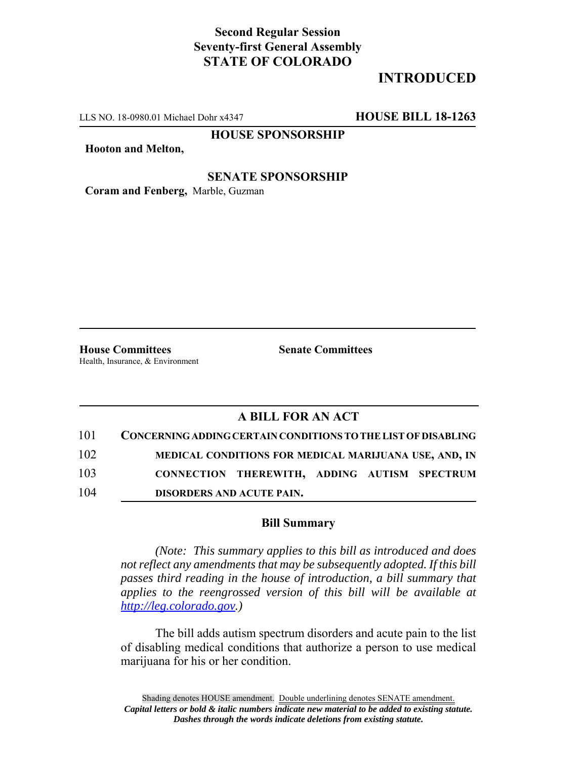**Second Regular Session**
**Seventy-first General Assembly**
**STATE OF COLORADO**

**INTRODUCED**

LLS NO. 18-0980.01 Michael Dohr x4347 **HOUSE BILL 18-1263**

**HOUSE SPONSORSHIP**

**Hooton and Melton,**

**SENATE SPONSORSHIP**

**Coram and Fenberg,** Marble, Guzman

**House Committees**
Health, Insurance, & Environment

**Senate Committees**

## A BILL FOR AN ACT

101 **CONCERNING ADDING CERTAIN CONDITIONS TO THE LIST OF DISABLING**
102 **MEDICAL CONDITIONS FOR MEDICAL MARIJUANA USE, AND, IN**
103 **CONNECTION THEREWITH, ADDING AUTISM SPECTRUM**
104 **DISORDERS AND ACUTE PAIN.**

### Bill Summary

*(Note: This summary applies to this bill as introduced and does not reflect any amendments that may be subsequently adopted. If this bill passes third reading in the house of introduction, a bill summary that applies to the reengrossed version of this bill will be available at http://leg.colorado.gov.)*

The bill adds autism spectrum disorders and acute pain to the list of disabling medical conditions that authorize a person to use medical marijuana for his or her condition.

Shading denotes HOUSE amendment. Double underlining denotes SENATE amendment.
***Capital letters or bold & italic numbers indicate new material to be added to existing statute.***
***Dashes through the words indicate deletions from existing statute.***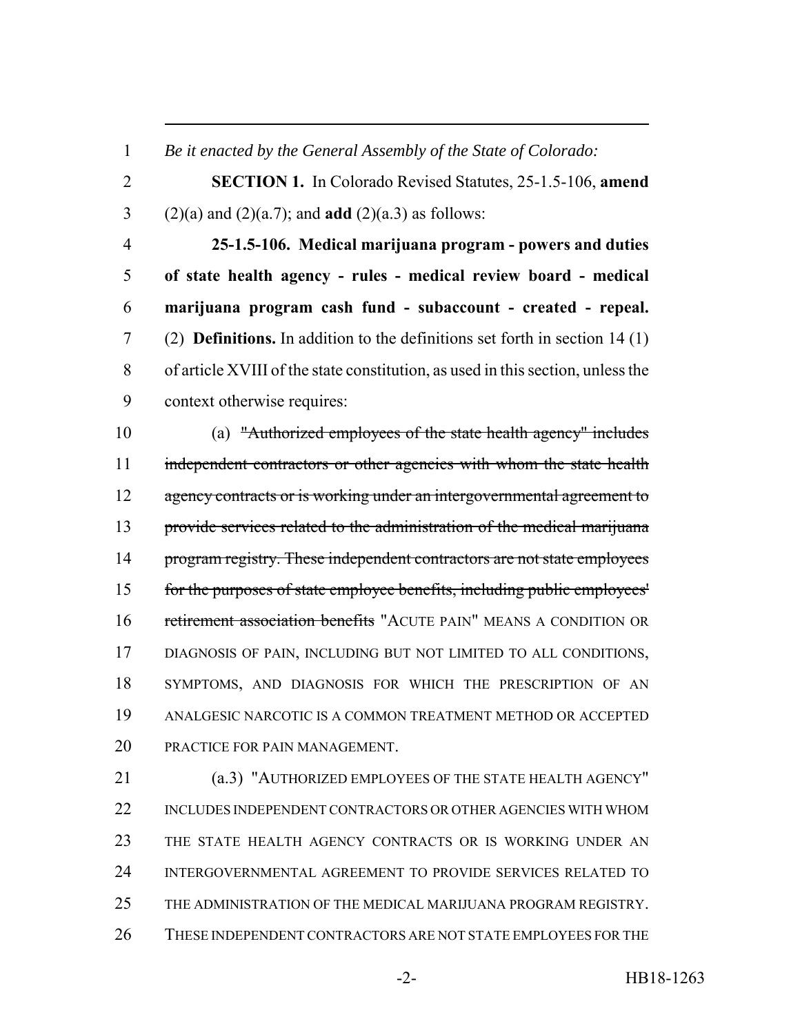*Be it enacted by the General Assembly of the State of Colorado:*

**SECTION 1.** In Colorado Revised Statutes, 25-1.5-106, **amend** (2)(a) and (2)(a.7); and **add** (2)(a.3) as follows:

**25-1.5-106. Medical marijuana program - powers and duties of state health agency - rules - medical review board - medical marijuana program cash fund - subaccount - created - repeal.** (2) **Definitions.** In addition to the definitions set forth in section 14 (1) of article XVIII of the state constitution, as used in this section, unless the context otherwise requires:

(a) ~~"Authorized employees of the state health agency" includes independent contractors or other agencies with whom the state health agency contracts or is working under an intergovernmental agreement to provide services related to the administration of the medical marijuana program registry. These independent contractors are not state employees for the purposes of state employee benefits, including public employees' retirement association benefits~~ "ACUTE PAIN" MEANS A CONDITION OR DIAGNOSIS OF PAIN, INCLUDING BUT NOT LIMITED TO ALL CONDITIONS, SYMPTOMS, AND DIAGNOSIS FOR WHICH THE PRESCRIPTION OF AN ANALGESIC NARCOTIC IS A COMMON TREATMENT METHOD OR ACCEPTED PRACTICE FOR PAIN MANAGEMENT.

(a.3) "AUTHORIZED EMPLOYEES OF THE STATE HEALTH AGENCY" INCLUDES INDEPENDENT CONTRACTORS OR OTHER AGENCIES WITH WHOM THE STATE HEALTH AGENCY CONTRACTS OR IS WORKING UNDER AN INTERGOVERNMENTAL AGREEMENT TO PROVIDE SERVICES RELATED TO THE ADMINISTRATION OF THE MEDICAL MARIJUANA PROGRAM REGISTRY. THESE INDEPENDENT CONTRACTORS ARE NOT STATE EMPLOYEES FOR THE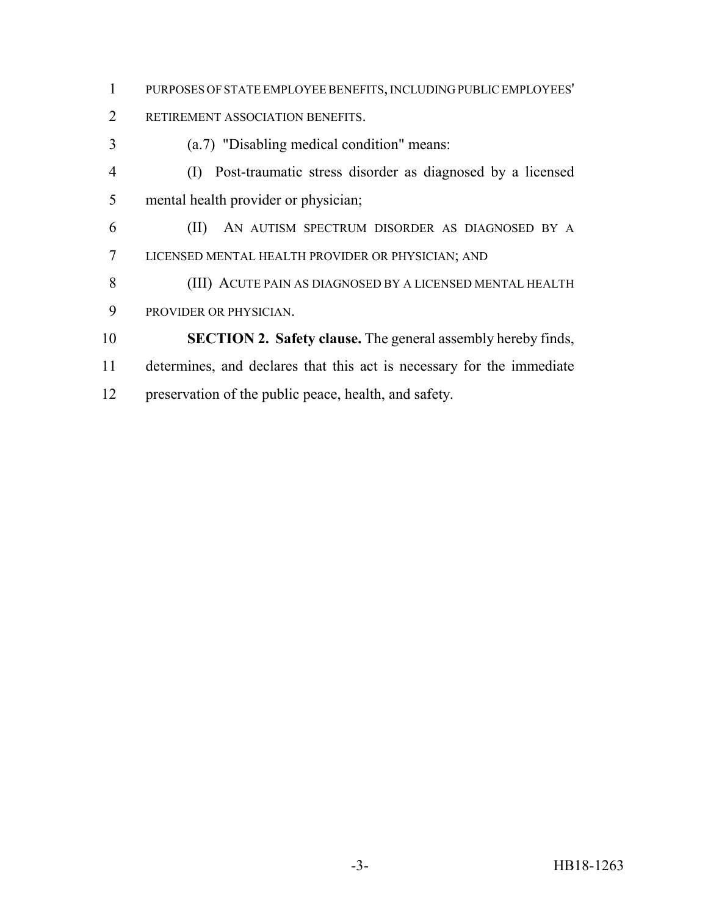PURPOSES OF STATE EMPLOYEE BENEFITS, INCLUDING PUBLIC EMPLOYEES' RETIREMENT ASSOCIATION BENEFITS.

(a.7) "Disabling medical condition" means:

(I) Post-traumatic stress disorder as diagnosed by a licensed mental health provider or physician;

(II) AN AUTISM SPECTRUM DISORDER AS DIAGNOSED BY A LICENSED MENTAL HEALTH PROVIDER OR PHYSICIAN; AND

(III) ACUTE PAIN AS DIAGNOSED BY A LICENSED MENTAL HEALTH PROVIDER OR PHYSICIAN.

**SECTION 2. Safety clause.** The general assembly hereby finds, determines, and declares that this act is necessary for the immediate preservation of the public peace, health, and safety.